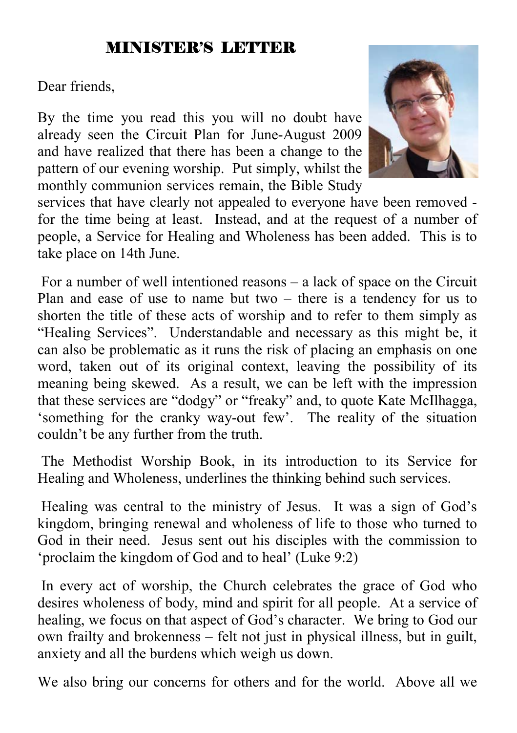# MINISTER'S LETTER

Dear friends,

By the time you read this you will no doubt have already seen the Circuit Plan for June-August 2009 and have realized that there has been a change to the pattern of our evening worship. Put simply, whilst the monthly communion services remain, the Bible Study services that have clearly not appealed to everyone have been removed - for the time being at least. Instead, and at the request of a number of people, a Service for Healing and Wholeness has been added. This is to take place on 14th June.

For a number of well intentioned reasons – a lack of space on the Circuit Plan and ease of use to name but two – there is a tendency for us to shorten the title of these acts of worship and to refer to them simply as "Healing Services". Understandable and necessary as this might be, it can also be problematic as it runs the risk of placing an emphasis on one word, taken out of its original context, leaving the possibility of its meaning being skewed. As a result, we can be left with the impression that these services are "dodgy" or "freaky" and, to quote Kate McIlhagga, 'something for the cranky way-out few'. The reality of the situation couldn't be any further from the truth.

The Methodist Worship Book, in its introduction to its Service for Healing and Wholeness, underlines the thinking behind such services.

Healing was central to the ministry of Jesus. It was a sign of God's kingdom, bringing renewal and wholeness of life to those who turned to God in their need. Jesus sent out his disciples with the commission to 'proclaim the kingdom of God and to heal' (Luke 9:2)

In every act of worship, the Church celebrates the grace of God who desires wholeness of body, mind and spirit for all people. At a service of healing, we focus on that aspect of God's character. We bring to God our own frailty and brokenness – felt not just in physical illness, but in guilt, anxiety and all the burdens which weigh us down.

We also bring our concerns for others and for the world. Above all we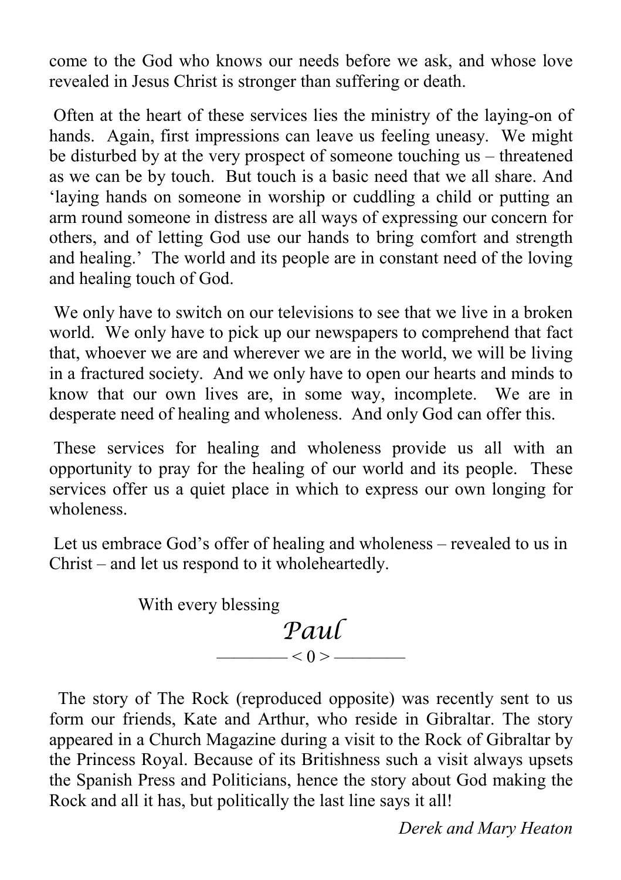come to the God who knows our needs before we ask, and whose love revealed in Jesus Christ is stronger than suffering or death.

Often at the heart of these services lies the ministry of the laying-on of hands. Again, first impressions can leave us feeling uneasy. We might be disturbed by at the very prospect of someone touching us – threatened as we can be by touch. But touch is a basic need that we all share. And 'laying hands on someone in worship or cuddling a child or putting an arm round someone in distress are all ways of expressing our concern for others, and of letting God use our hands to bring comfort and strength and healing.' The world and its people are in constant need of the loving and healing touch of God.

We only have to switch on our televisions to see that we live in a broken world. We only have to pick up our newspapers to comprehend that fact that, whoever we are and wherever we are in the world, we will be living in a fractured society. And we only have to open our hearts and minds to know that our own lives are, in some way, incomplete. We are in desperate need of healing and wholeness. And only God can offer this.

These services for healing and wholeness provide us all with an opportunity to pray for the healing of our world and its people. These services offer us a quiet place in which to express our own longing for wholeness.

Let us embrace God's offer of healing and wholeness – revealed to us in Christ – and let us respond to it wholeheartedly.

With every blessing

*Paul*

———— < 0 > ————

The story of The Rock (reproduced opposite) was recently sent to us form our friends, Kate and Arthur, who reside in Gibraltar. The story appeared in a Church Magazine during a visit to the Rock of Gibraltar by the Princess Royal. Because of its Britishness such a visit always upsets the Spanish Press and Politicians, hence the story about God making the Rock and all it has, but politically the last line says it all!

*Derek and Mary Heaton*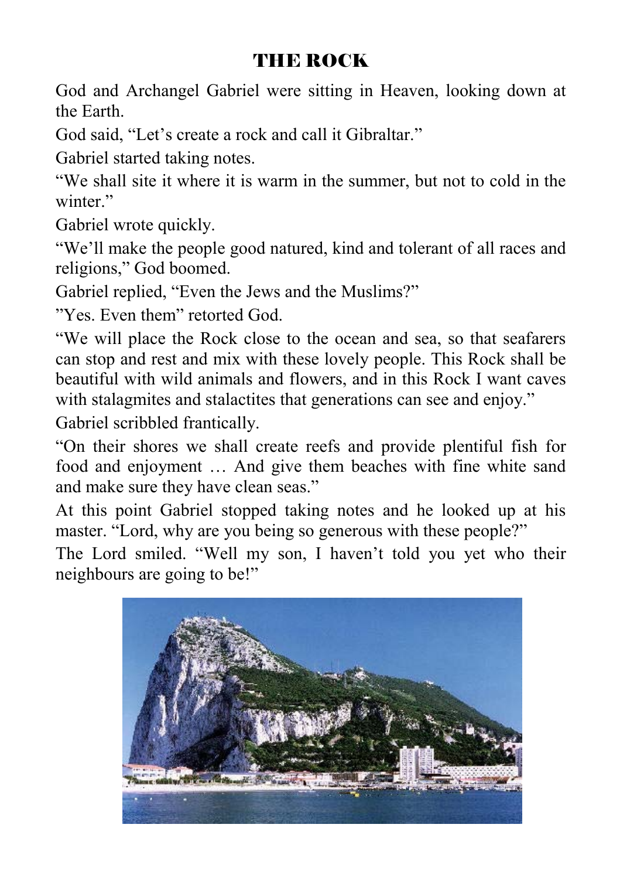# THE ROCK

God and Archangel Gabriel were sitting in Heaven, looking down at the Earth.

God said, “Let’s create a rock and call it Gibraltar.”

Gabriel started taking notes.

“We shall site it where it is warm in the summer, but not to cold in the winter.”

Gabriel wrote quickly.

“We’ll make the people good natured, kind and tolerant of all races and religions,” God boomed.

Gabriel replied, “Even the Jews and the Muslims?”

”Yes. Even them” retorted God.

“We will place the Rock close to the ocean and sea, so that seafarers can stop and rest and mix with these lovely people. This Rock shall be beautiful with wild animals and flowers, and in this Rock I want caves with stalagmites and stalactites that generations can see and enjoy.”

Gabriel scribbled frantically.

“On their shores we shall create reefs and provide plentiful fish for food and enjoyment … And give them beaches with fine white sand and make sure they have clean seas.”

At this point Gabriel stopped taking notes and he looked up at his master. “Lord, why are you being so generous with these people?”

The Lord smiled. “Well my son, I haven’t told you yet who their neighbours are going to be!”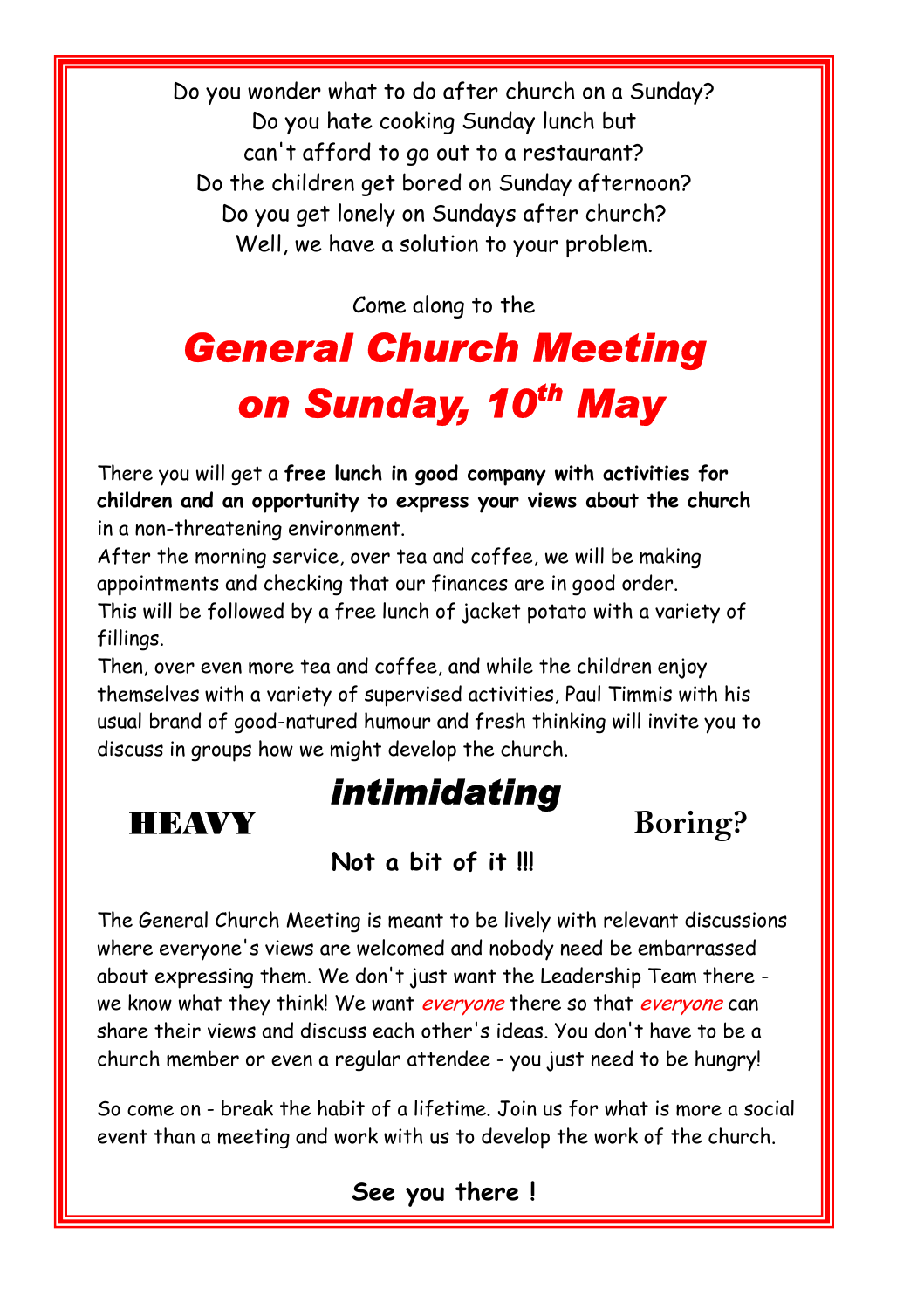Do you wonder what to do after church on a Sunday?
Do you hate cooking Sunday lunch but
can't afford to go out to a restaurant?
Do the children get bored on Sunday afternoon?
Do you get lonely on Sundays after church?
Well, we have a solution to your problem.

Come along to the

# *General Church Meeting on Sunday, 10th May*

There you will get a **free lunch in good company with activities for children and an opportunity to express your views about the church** in a non-threatening environment.

After the morning service, over tea and coffee, we will be making appointments and checking that our finances are in good order.

This will be followed by a free lunch of jacket potato with a variety of fillings.

Then, over even more tea and coffee, and while the children enjoy themselves with a variety of supervised activities, Paul Timmis with his usual brand of good-natured humour and fresh thinking will invite you to discuss in groups how we might develop the church.

**HEAVY** ***intimidating*** **Boring?**

**Not a bit of it !!!**

The General Church Meeting is meant to be lively with relevant discussions where everyone's views are welcomed and nobody need be embarrassed about expressing them. We don't just want the Leadership Team there - we know what they think! We want *everyone* there so that *everyone* can share their views and discuss each other's ideas. You don't have to be a church member or even a regular attendee - you just need to be hungry!

So come on - break the habit of a lifetime. Join us for what is more a social event than a meeting and work with us to develop the work of the church.

**See you there !**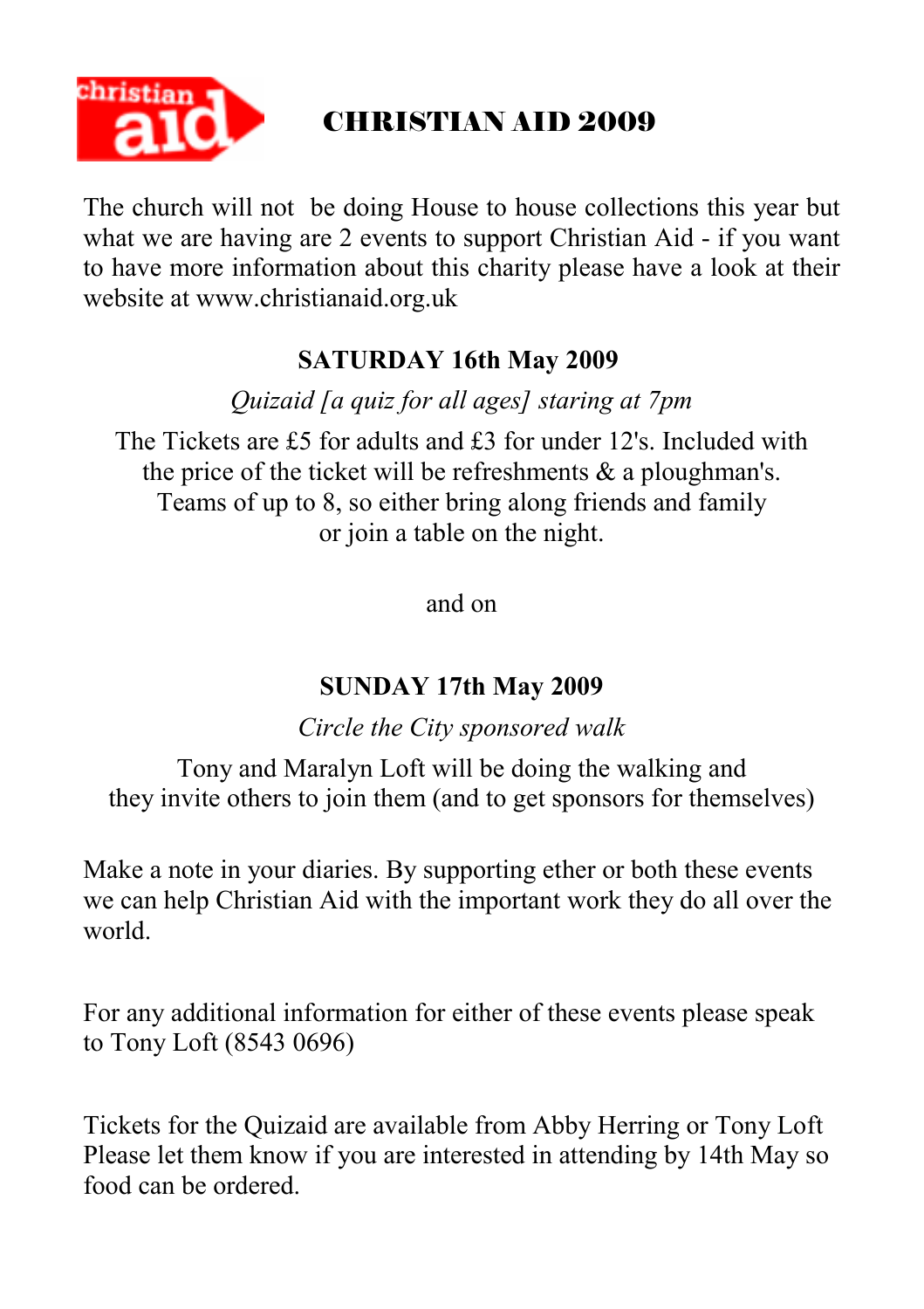# CHRISTIAN AID 2009

The church will not be doing House to house collections this year but what we are having are 2 events to support Christian Aid - if you want to have more information about this charity please have a look at their website at www.christianaid.org.uk

**SATURDAY 16th May 2009**

*Quizaid [a quiz for all ages] staring at 7pm*

The Tickets are £5 for adults and £3 for under 12's. Included with the price of the ticket will be refreshments & a ploughman's. Teams of up to 8, so either bring along friends and family or join a table on the night.

and on

**SUNDAY 17th May 2009**

*Circle the City sponsored walk*

Tony and Maralyn Loft will be doing the walking and they invite others to join them (and to get sponsors for themselves)

Make a note in your diaries. By supporting ether or both these events we can help Christian Aid with the important work they do all over the world.

For any additional information for either of these events please speak to Tony Loft (8543 0696)

Tickets for the Quizaid are available from Abby Herring or Tony Loft Please let them know if you are interested in attending by 14th May so food can be ordered.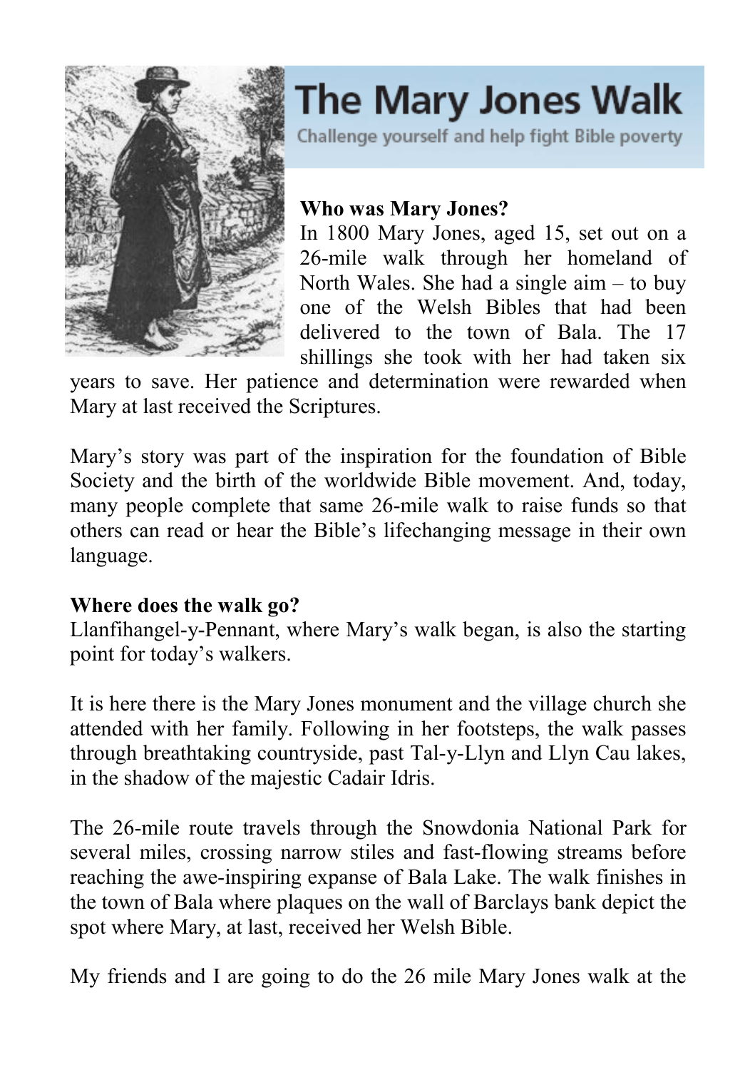# The Mary Jones Walk

Challenge yourself and help fight Bible poverty

**Who was Mary Jones?**

In 1800 Mary Jones, aged 15, set out on a 26-mile walk through her homeland of North Wales. She had a single aim – to buy one of the Welsh Bibles that had been delivered to the town of Bala. The 17 shillings she took with her had taken six years to save. Her patience and determination were rewarded when Mary at last received the Scriptures.

Mary's story was part of the inspiration for the foundation of Bible Society and the birth of the worldwide Bible movement. And, today, many people complete that same 26-mile walk to raise funds so that others can read or hear the Bible's lifechanging message in their own language.

**Where does the walk go?**

Llanfihangel-y-Pennant, where Mary's walk began, is also the starting point for today's walkers.

It is here there is the Mary Jones monument and the village church she attended with her family. Following in her footsteps, the walk passes through breathtaking countryside, past Tal-y-Llyn and Llyn Cau lakes, in the shadow of the majestic Cadair Idris.

The 26-mile route travels through the Snowdonia National Park for several miles, crossing narrow stiles and fast-flowing streams before reaching the awe-inspiring expanse of Bala Lake. The walk finishes in the town of Bala where plaques on the wall of Barclays bank depict the spot where Mary, at last, received her Welsh Bible.

My friends and I are going to do the 26 mile Mary Jones walk at the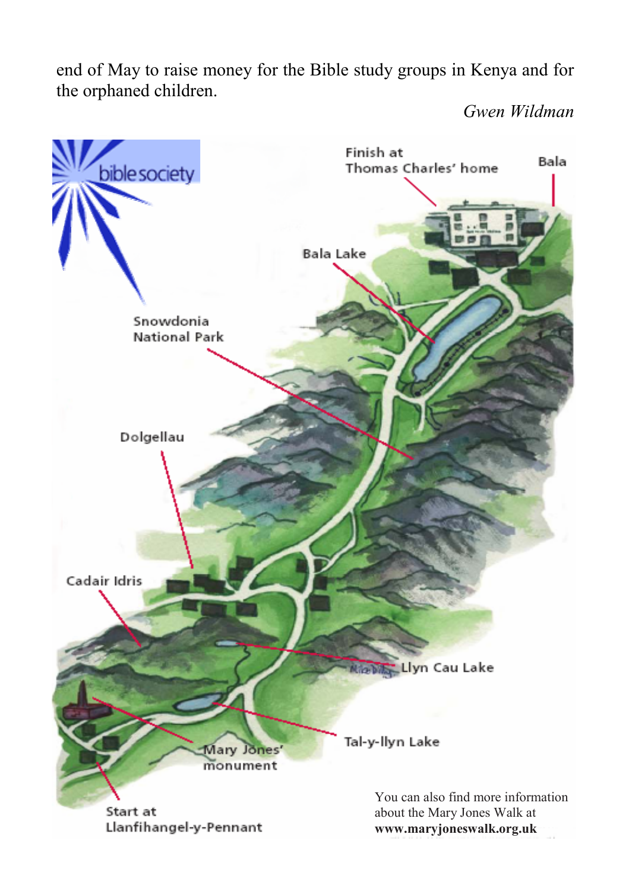end of May to raise money for the Bible study groups in Kenya and for the orphaned children.

*Gwen Wildman*

bible society

Finish at Thomas Charles' home

Bala

Bala Lake

Snowdonia National Park

Dolgellau

Cadair Idris

Llyn Cau Lake

Tal-y-llyn Lake

Mary Jones' monument

Start at Llanfihangel-y-Pennant

You can also find more information about the Mary Jones Walk at **www.maryjoneswalk.org.uk**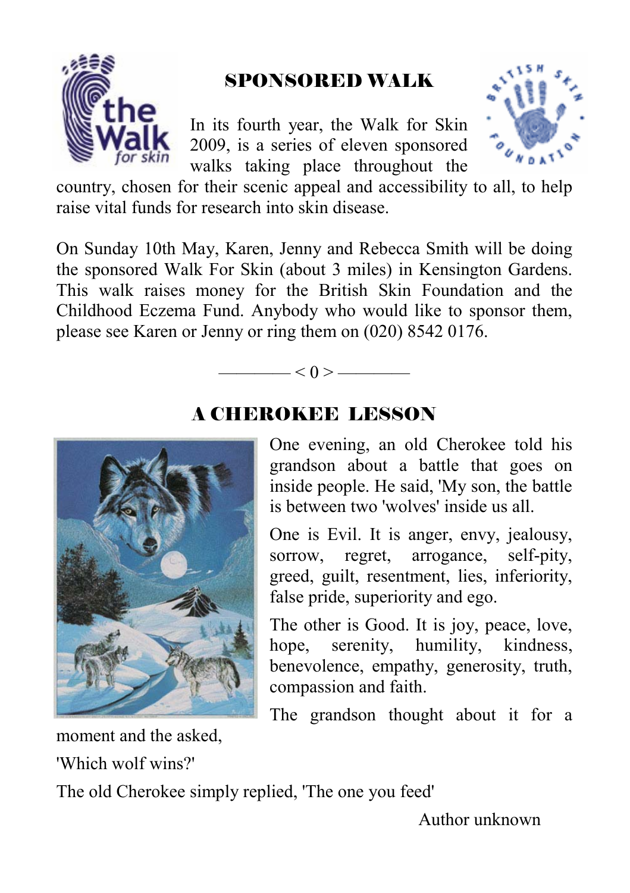## SPONSORED WALK

In its fourth year, the Walk for Skin 2009, is a series of eleven sponsored walks taking place throughout the country, chosen for their scenic appeal and accessibility to all, to help raise vital funds for research into skin disease.

On Sunday 10th May, Karen, Jenny and Rebecca Smith will be doing the sponsored Walk For Skin (about 3 miles) in Kensington Gardens. This walk raises money for the British Skin Foundation and the Childhood Eczema Fund. Anybody who would like to sponsor them, please see Karen or Jenny or ring them on (020) 8542 0176.

———— < 0 > ————

## A CHEROKEE LESSON

One evening, an old Cherokee told his grandson about a battle that goes on inside people. He said, 'My son, the battle is between two 'wolves' inside us all.

One is Evil. It is anger, envy, jealousy, sorrow, regret, arrogance, self-pity, greed, guilt, resentment, lies, inferiority, false pride, superiority and ego.

The other is Good. It is joy, peace, love, hope, serenity, humility, kindness, benevolence, empathy, generosity, truth, compassion and faith.

The grandson thought about it for a moment and the asked,

'Which wolf wins?'

The old Cherokee simply replied, 'The one you feed'

Author unknown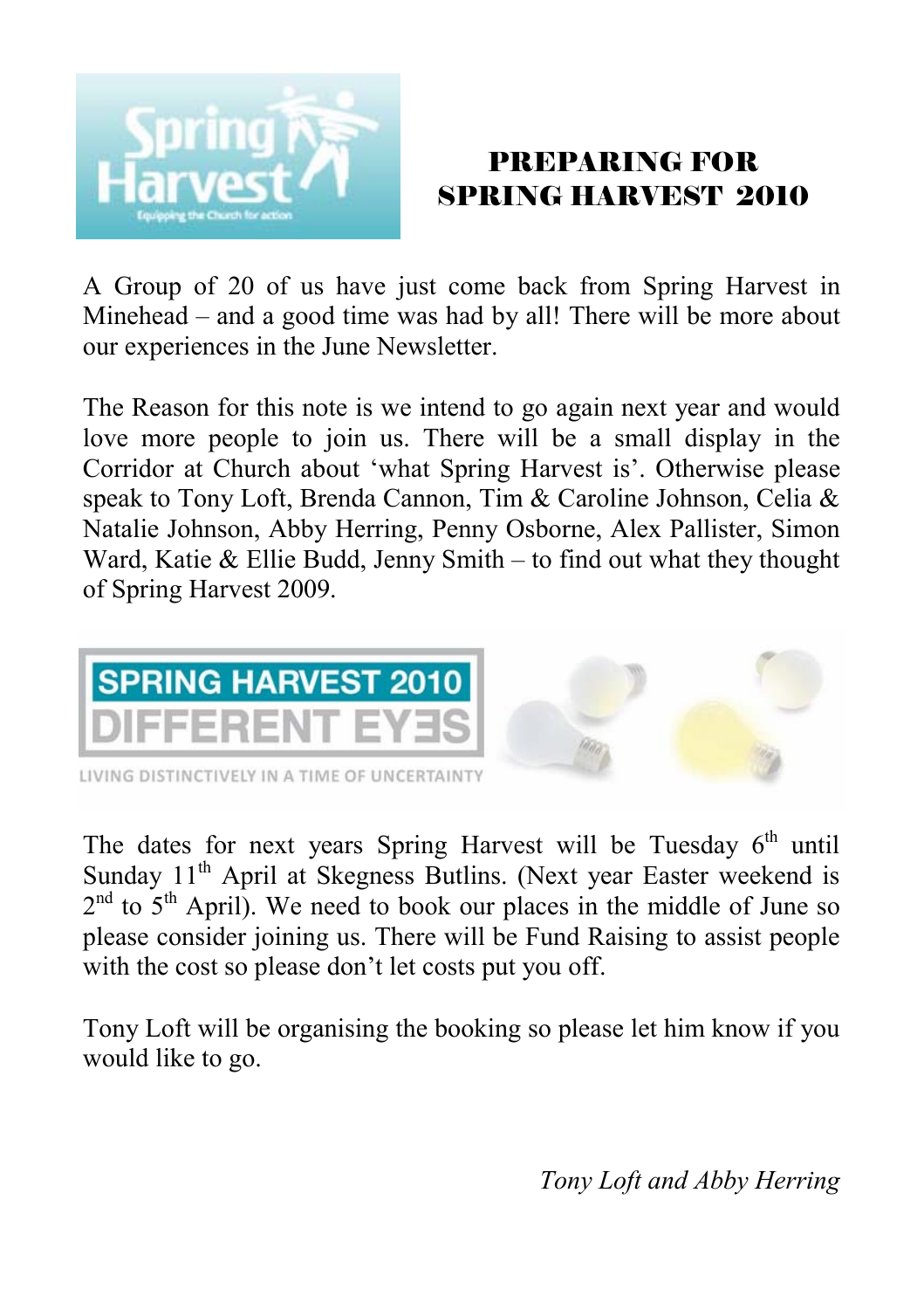# PREPARING FOR SPRING HARVEST 2010

A Group of 20 of us have just come back from Spring Harvest in Minehead – and a good time was had by all! There will be more about our experiences in the June Newsletter.

The Reason for this note is we intend to go again next year and would love more people to join us. There will be a small display in the Corridor at Church about 'what Spring Harvest is'. Otherwise please speak to Tony Loft, Brenda Cannon, Tim & Caroline Johnson, Celia & Natalie Johnson, Abby Herring, Penny Osborne, Alex Pallister, Simon Ward, Katie & Ellie Budd, Jenny Smith – to find out what they thought of Spring Harvest 2009.

The dates for next years Spring Harvest will be Tuesday 6th until Sunday 11th April at Skegness Butlins. (Next year Easter weekend is 2nd to 5th April). We need to book our places in the middle of June so please consider joining us. There will be Fund Raising to assist people with the cost so please don't let costs put you off.

Tony Loft will be organising the booking so please let him know if you would like to go.

*Tony Loft and Abby Herring*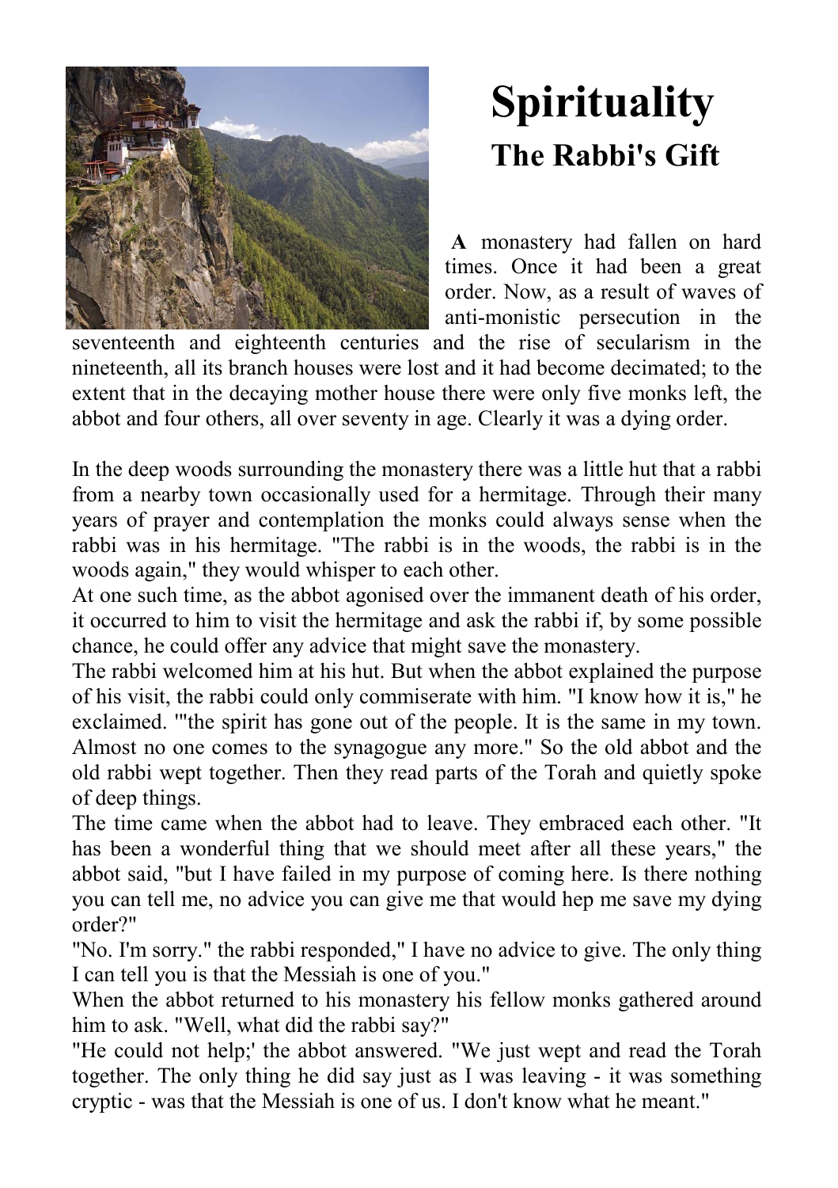# Spirituality

## The Rabbi's Gift

**A** monastery had fallen on hard times. Once it had been a great order. Now, as a result of waves of anti-monistic persecution in the seventeenth and eighteenth centuries and the rise of secularism in the nineteenth, all its branch houses were lost and it had become decimated; to the extent that in the decaying mother house there were only five monks left, the abbot and four others, all over seventy in age. Clearly it was a dying order.

In the deep woods surrounding the monastery there was a little hut that a rabbi from a nearby town occasionally used for a hermitage. Through their many years of prayer and contemplation the monks could always sense when the rabbi was in his hermitage. "The rabbi is in the woods, the rabbi is in the woods again," they would whisper to each other.

At one such time, as the abbot agonised over the immanent death of his order, it occurred to him to visit the hermitage and ask the rabbi if, by some possible chance, he could offer any advice that might save the monastery.

The rabbi welcomed him at his hut. But when the abbot explained the purpose of his visit, the rabbi could only commiserate with him. "I know how it is," he exclaimed. '"the spirit has gone out of the people. It is the same in my town. Almost no one comes to the synagogue any more." So the old abbot and the old rabbi wept together. Then they read parts of the Torah and quietly spoke of deep things.

The time came when the abbot had to leave. They embraced each other. "It has been a wonderful thing that we should meet after all these years," the abbot said, "but I have failed in my purpose of coming here. Is there nothing you can tell me, no advice you can give me that would hep me save my dying order?"

"No. I'm sorry." the rabbi responded," I have no advice to give. The only thing I can tell you is that the Messiah is one of you."

When the abbot returned to his monastery his fellow monks gathered around him to ask. "Well, what did the rabbi say?"

"He could not help;' the abbot answered. "We just wept and read the Torah together. The only thing he did say just as I was leaving - it was something cryptic - was that the Messiah is one of us. I don't know what he meant."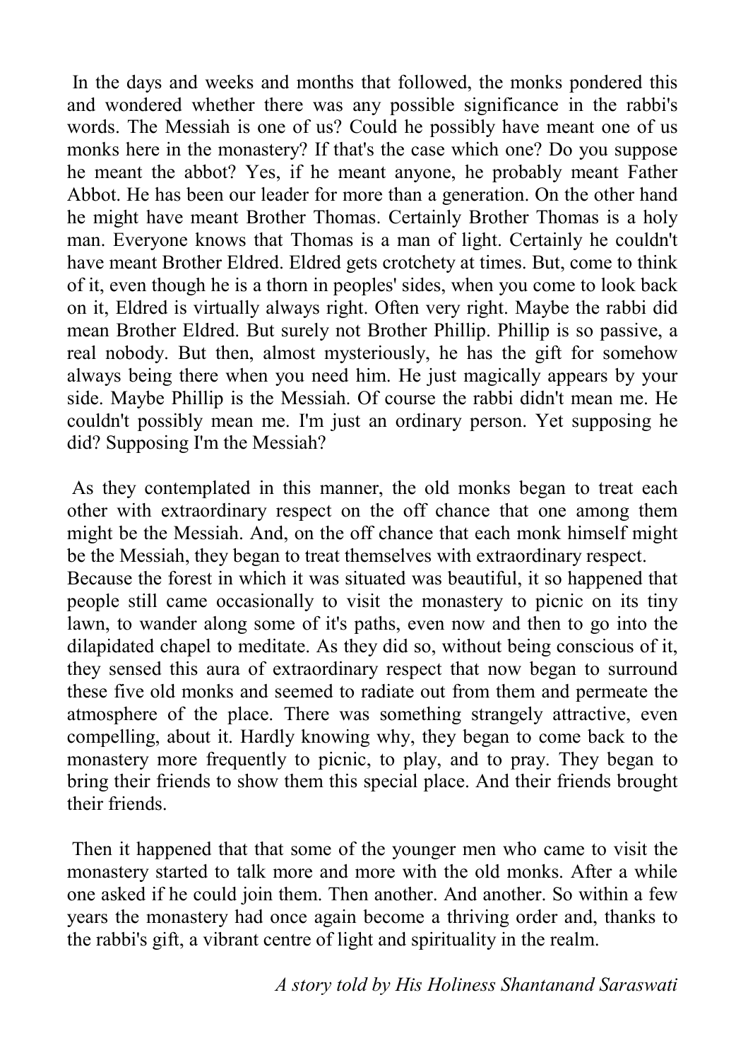In the days and weeks and months that followed, the monks pondered this and wondered whether there was any possible significance in the rabbi's words. The Messiah is one of us? Could he possibly have meant one of us monks here in the monastery? If that's the case which one? Do you suppose he meant the abbot? Yes, if he meant anyone, he probably meant Father Abbot. He has been our leader for more than a generation. On the other hand he might have meant Brother Thomas. Certainly Brother Thomas is a holy man. Everyone knows that Thomas is a man of light. Certainly he couldn't have meant Brother Eldred. Eldred gets crotchety at times. But, come to think of it, even though he is a thorn in peoples' sides, when you come to look back on it, Eldred is virtually always right. Often very right. Maybe the rabbi did mean Brother Eldred. But surely not Brother Phillip. Phillip is so passive, a real nobody. But then, almost mysteriously, he has the gift for somehow always being there when you need him. He just magically appears by your side. Maybe Phillip is the Messiah. Of course the rabbi didn't mean me. He couldn't possibly mean me. I'm just an ordinary person. Yet supposing he did? Supposing I'm the Messiah?

As they contemplated in this manner, the old monks began to treat each other with extraordinary respect on the off chance that one among them might be the Messiah. And, on the off chance that each monk himself might be the Messiah, they began to treat themselves with extraordinary respect.
Because the forest in which it was situated was beautiful, it so happened that people still came occasionally to visit the monastery to picnic on its tiny lawn, to wander along some of it's paths, even now and then to go into the dilapidated chapel to meditate. As they did so, without being conscious of it, they sensed this aura of extraordinary respect that now began to surround these five old monks and seemed to radiate out from them and permeate the atmosphere of the place. There was something strangely attractive, even compelling, about it. Hardly knowing why, they began to come back to the monastery more frequently to picnic, to play, and to pray. They began to bring their friends to show them this special place. And their friends brought their friends.

Then it happened that that some of the younger men who came to visit the monastery started to talk more and more with the old monks. After a while one asked if he could join them. Then another. And another. So within a few years the monastery had once again become a thriving order and, thanks to the rabbi's gift, a vibrant centre of light and spirituality in the realm.

*A story told by His Holiness Shantanand Saraswati*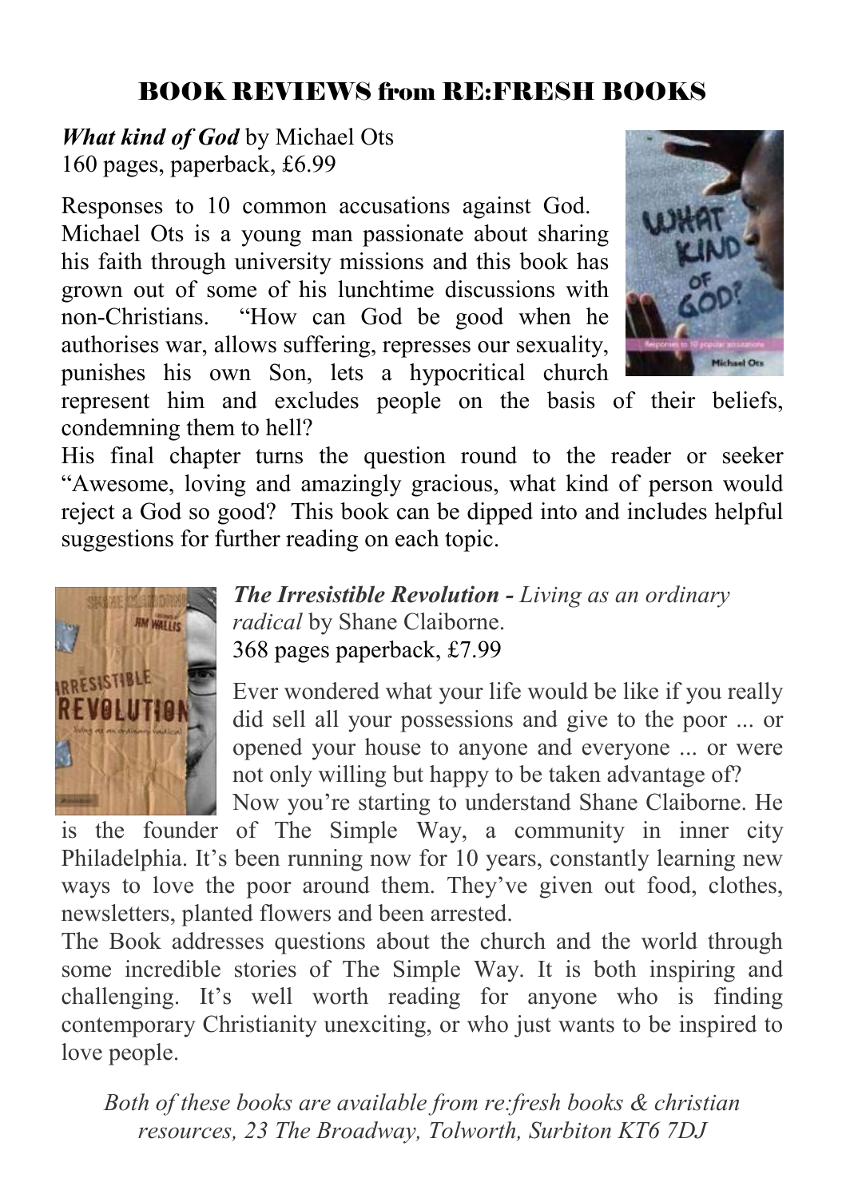## BOOK REVIEWS from RE:FRESH BOOKS

***What kind of God*** by Michael Ots
160 pages, paperback, £6.99

Responses to 10 common accusations against God. Michael Ots is a young man passionate about sharing his faith through university missions and this book has grown out of some of his lunchtime discussions with non-Christians. "How can God be good when he authorises war, allows suffering, represses our sexuality, punishes his own Son, lets a hypocritical church represent him and excludes people on the basis of their beliefs, condemning them to hell?

His final chapter turns the question round to the reader or seeker "Awesome, loving and amazingly gracious, what kind of person would reject a God so good? This book can be dipped into and includes helpful suggestions for further reading on each topic.

***The Irresistible Revolution - Living as an ordinary radical*** by Shane Claiborne.
368 pages paperback, £7.99

Ever wondered what your life would be like if you really did sell all your possessions and give to the poor ... or opened your house to anyone and everyone ... or were not only willing but happy to be taken advantage of?

Now you're starting to understand Shane Claiborne. He is the founder of The Simple Way, a community in inner city Philadelphia. It's been running now for 10 years, constantly learning new ways to love the poor around them. They've given out food, clothes, newsletters, planted flowers and been arrested.

The Book addresses questions about the church and the world through some incredible stories of The Simple Way. It is both inspiring and challenging. It's well worth reading for anyone who is finding contemporary Christianity unexciting, or who just wants to be inspired to love people.

*Both of these books are available from re:fresh books & christian resources, 23 The Broadway, Tolworth, Surbiton KT6 7DJ*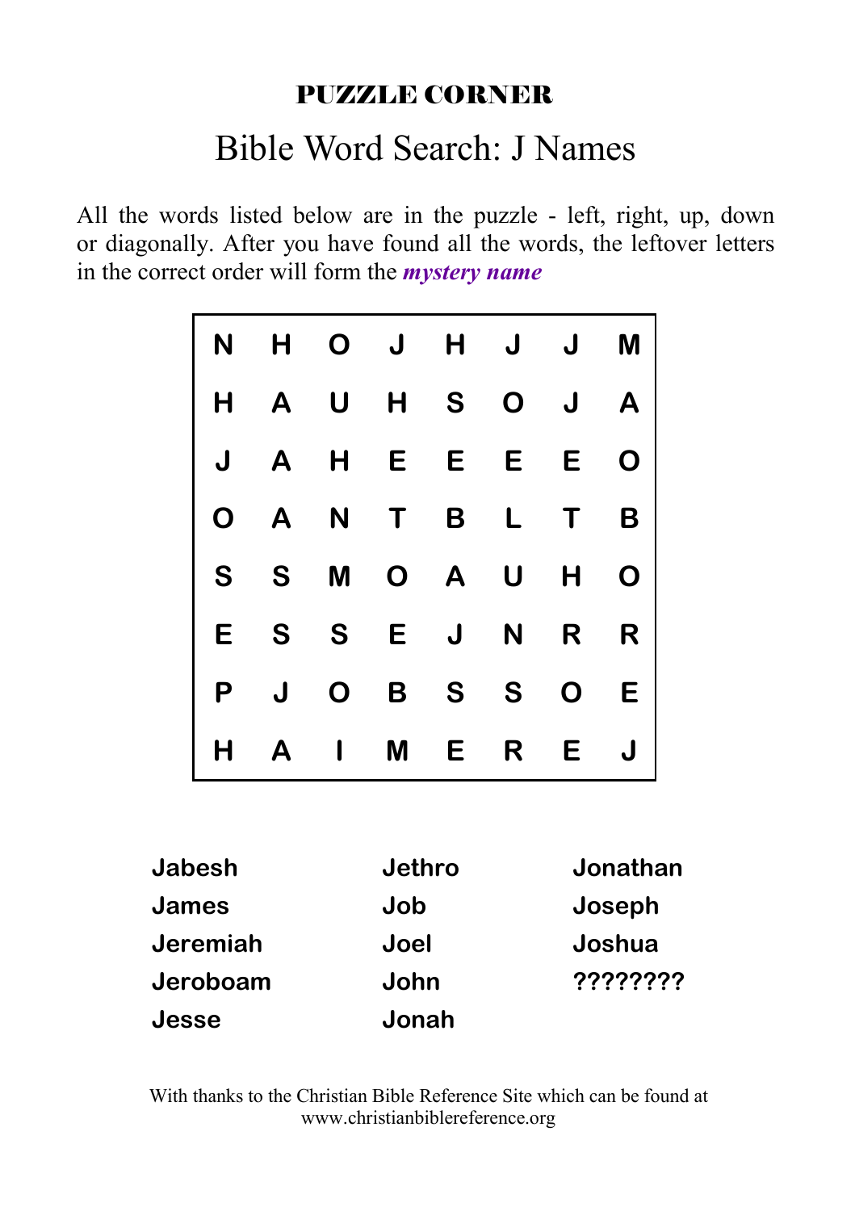**PUZZLE CORNER**

# Bible Word Search: J Names

All the words listed below are in the puzzle - left, right, up, down or diagonally. After you have found all the words, the leftover letters in the correct order will form the ***mystery name***

| | | | | | | | |
|---|---|---|---|---|---|---|---|
| N | H | O | J | H | J | J | M |
| H | A | U | H | S | O | J | A |
| J | A | H | E | E | E | E | O |
| O | A | N | T | B | L | T | B |
| S | S | M | O | A | U | H | O |
| E | S | S | E | J | N | R | R |
| P | J | O | B | S | S | O | E |
| H | A | I | M | E | R | E | J |

| | | |
|---|---|---|
| **Jabesh** | **Jethro** | **Jonathan** |
| **James** | **Job** | **Joseph** |
| **Jeremiah** | **Joel** | **Joshua** |
| **Jeroboam** | **John** | **????????** |
| **Jesse** | **Jonah** | |

With thanks to the Christian Bible Reference Site which can be found at www.christianbiblereference.org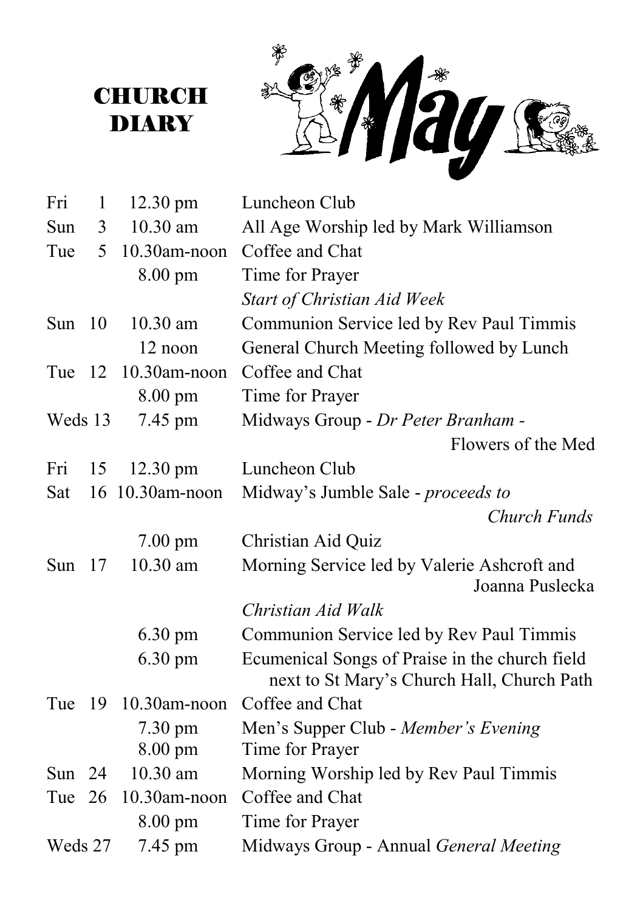# CHURCH DIARY

## May

| Day | Date | Time | Event |
|---|---|---|---|
| Fri | 1 | 12.30 pm | Luncheon Club |
| Sun | 3 | 10.30 am | All Age Worship led by Mark Williamson |
| Tue | 5 | 10.30am-noon | Coffee and Chat |
| | | 8.00 pm | Time for Prayer |
| | | | *Start of Christian Aid Week* |
| Sun | 10 | 10.30 am | Communion Service led by Rev Paul Timmis |
| | | 12 noon | General Church Meeting followed by Lunch |
| Tue | 12 | 10.30am-noon | Coffee and Chat |
| | | 8.00 pm | Time for Prayer |
| Weds | 13 | 7.45 pm | Midways Group - *Dr Peter Branham -* Flowers of the Med |
| Fri | 15 | 12.30 pm | Luncheon Club |
| Sat | 16 | 10.30am-noon | Midway's Jumble Sale - *proceeds to Church Funds* |
| | | 7.00 pm | Christian Aid Quiz |
| Sun | 17 | 10.30 am | Morning Service led by Valerie Ashcroft and Joanna Puslecka |
| | | | *Christian Aid Walk* |
| | | 6.30 pm | Communion Service led by Rev Paul Timmis |
| | | 6.30 pm | Ecumenical Songs of Praise in the church field next to St Mary's Church Hall, Church Path |
| Tue | 19 | 10.30am-noon | Coffee and Chat |
| | | 7.30 pm | Men's Supper Club - *Member's Evening* |
| | | 8.00 pm | Time for Prayer |
| Sun | 24 | 10.30 am | Morning Worship led by Rev Paul Timmis |
| Tue | 26 | 10.30am-noon | Coffee and Chat |
| | | 8.00 pm | Time for Prayer |
| Weds | 27 | 7.45 pm | Midways Group - Annual *General Meeting* |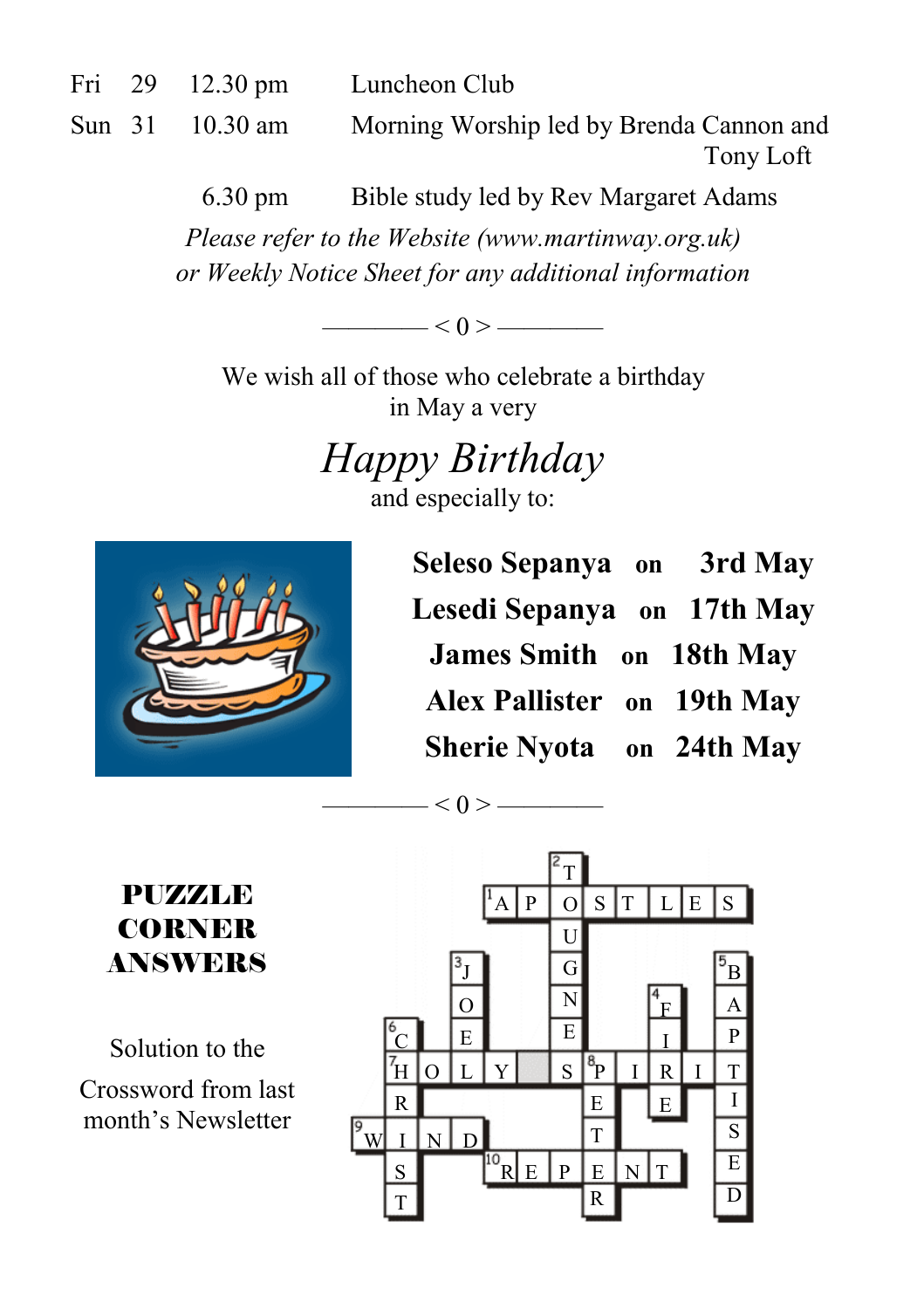| | | | |
|---|---|---|---|
| Fri | 29 | 12.30 pm | Luncheon Club |
| Sun | 31 | 10.30 am | Morning Worship led by Brenda Cannon and Tony Loft |
| | | 6.30 pm | Bible study led by Rev Margaret Adams |

*Please refer to the Website (www.martinway.org.uk) or Weekly Notice Sheet for any additional information*

———— < 0 > ————

We wish all of those who celebrate a birthday in May a very

*Happy Birthday*

and especially to:

**Seleso Sepanya** on **3rd May**

**Lesedi Sepanya** on **17th May**

**James Smith** on **18th May**

**Alex Pallister** on **19th May**

**Sherie Nyota** on **24th May**

———— < 0 > ————

## PUZZLE CORNER ANSWERS

Solution to the Crossword from last month's Newsletter

Across: 1 APOSTLES, 7 HOLY SPIRIT, 9 WIND, 10 REPENT

Down: 2 TOUGNES, 3 JOEL, 4 FIRE, 5 BAPTISED, 6 CHRIST, 8 PETER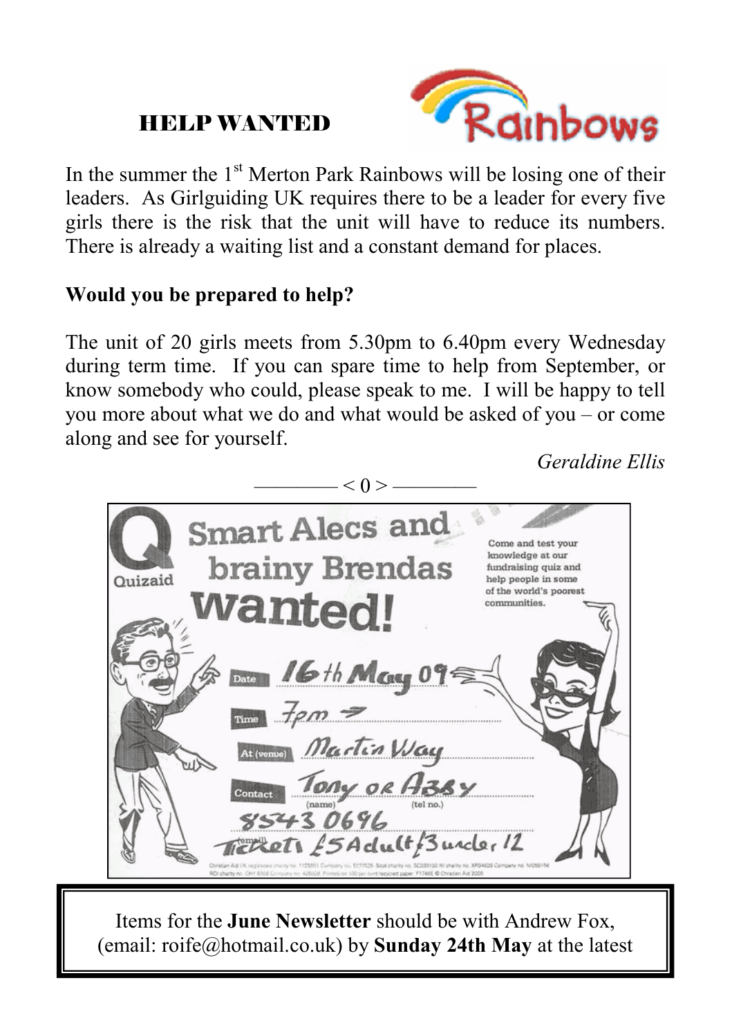## HELP WANTED

Rainbows

In the summer the 1st Merton Park Rainbows will be losing one of their leaders. As Girlguiding UK requires there to be a leader for every five girls there is the risk that the unit will have to reduce its numbers. There is already a waiting list and a constant demand for places.

**Would you be prepared to help?**

The unit of 20 girls meets from 5.30pm to 6.40pm every Wednesday during term time. If you can spare time to help from September, or know somebody who could, please speak to me. I will be happy to tell you more about what we do and what would be asked of you – or come along and see for yourself.

*Geraldine Ellis*

———— < 0 > ————

Quizaid

Smart Alecs and brainy Brendas wanted!

Come and test your knowledge at our fundraising quiz and help people in some of the world's poorest communities.

Date 16th May 09

Time 7pm

At (venue) Martin Way

Contact Tony OR Abby (name) (tel no.)

8543 0696

(email) Tickets £5 Adult £3 under 12

Items for the **June Newsletter** should be with Andrew Fox, (email: roife@hotmail.co.uk) by **Sunday 24th May** at the latest